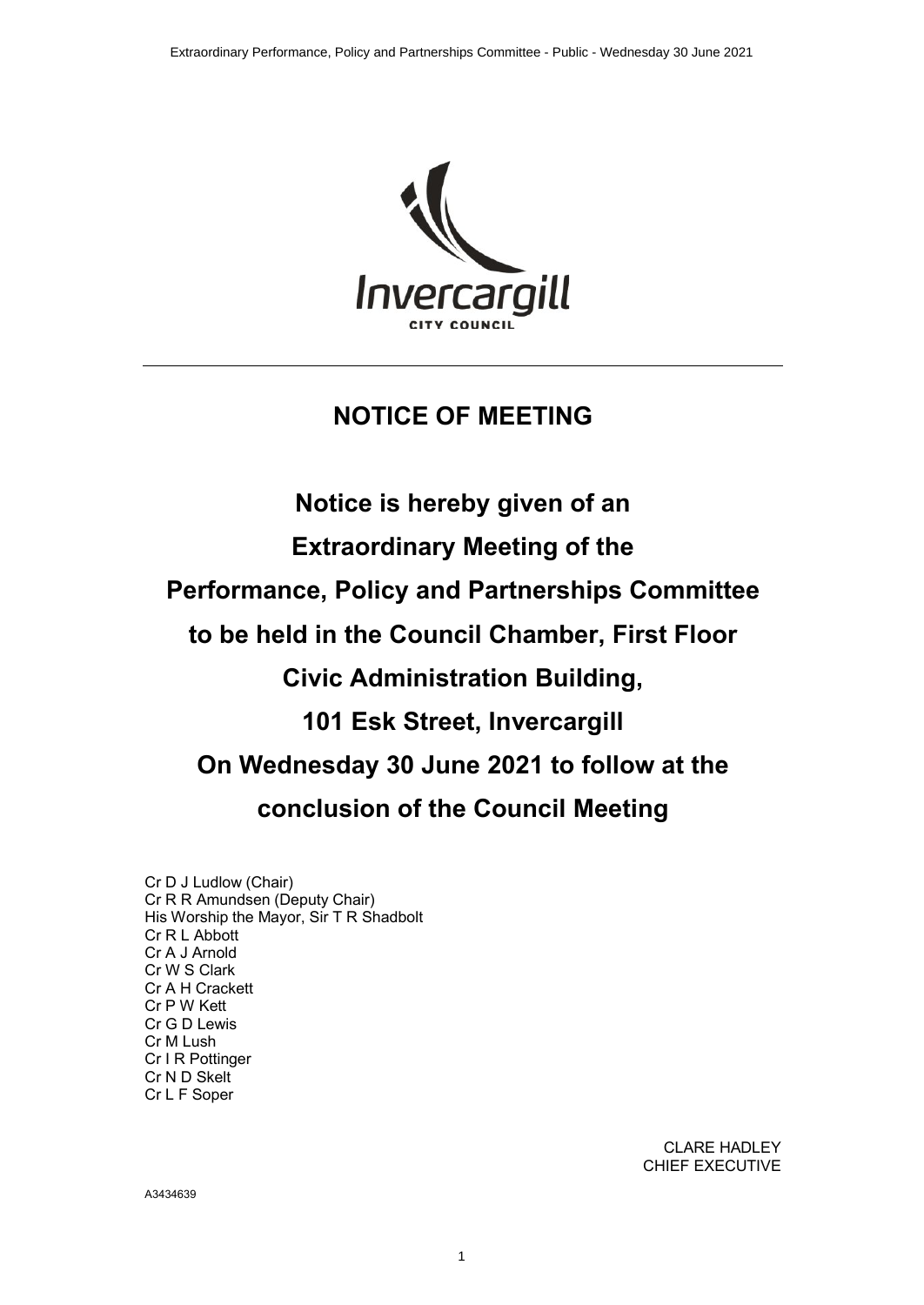# NOTICE OF MEETING

**Notice is hereby given of an**

**Extraordinary Meeting of the**

**Performance, Policy and Partnerships Committee**

**to be held in the Council Chamber, First Floor**

**Civic Administration Building,**

**101 Esk Street, Invercargill**

**On Wednesday 30 June 2021 to follow at the**

**conclusion of the Council Meeting**

Cr D J Ludlow (Chair)
Cr R R Amundsen (Deputy Chair)
His Worship the Mayor, Sir T R Shadbolt
Cr R L Abbott
Cr A J Arnold
Cr W S Clark
Cr A H Crackett
Cr P W Kett
Cr G D Lewis
Cr M Lush
Cr I R Pottinger
Cr N D Skelt
Cr L F Soper

CLARE HADLEY
CHIEF EXECUTIVE

A3434639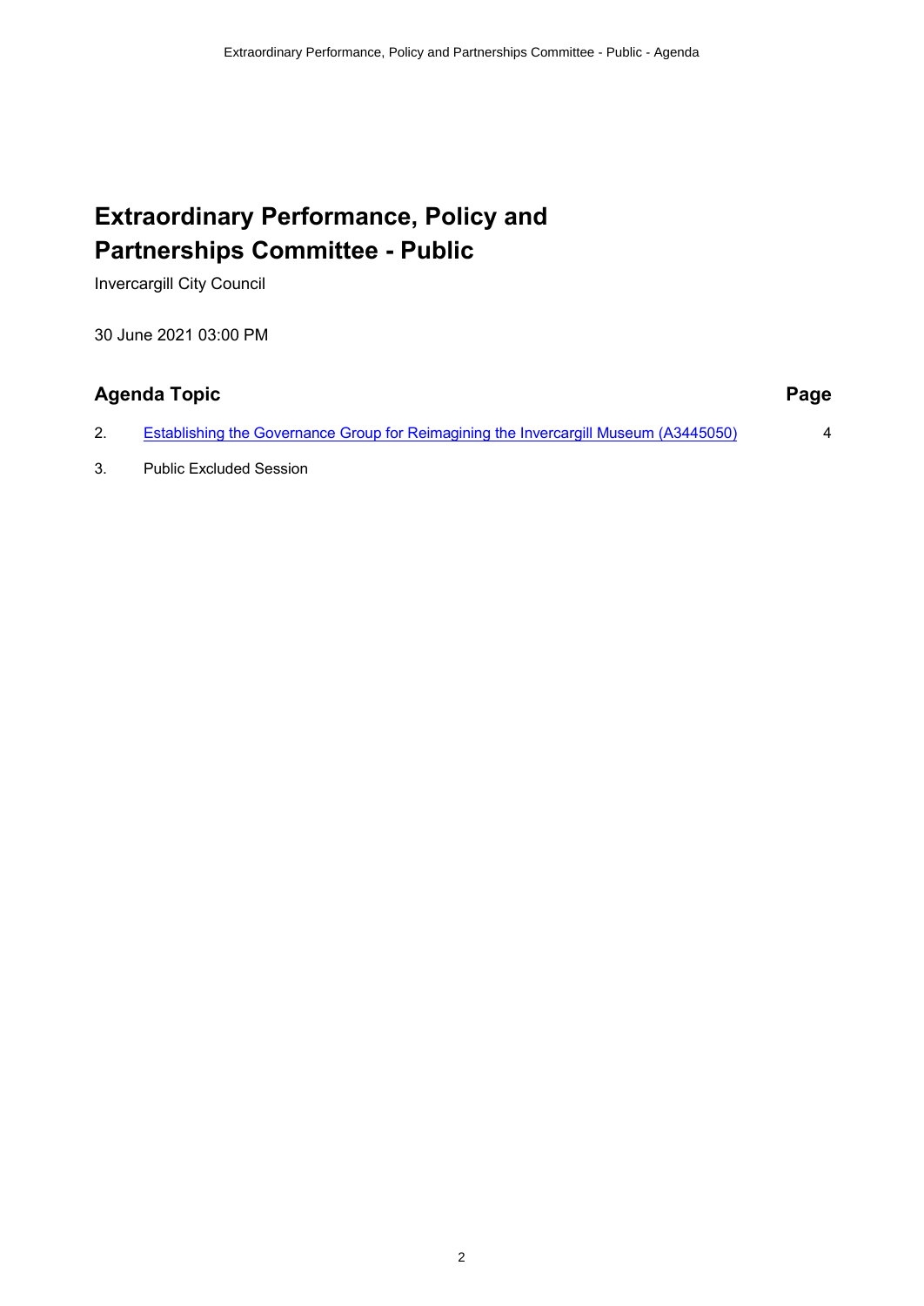# Extraordinary Performance, Policy and Partnerships Committee - Public

Invercargill City Council

30 June 2021 03:00 PM

| Agenda Topic | | Page |
|---|---|---|
| 2. | Establishing the Governance Group for Reimagining the Invercargill Museum (A3445050) | 4 |
| 3. | Public Excluded Session | |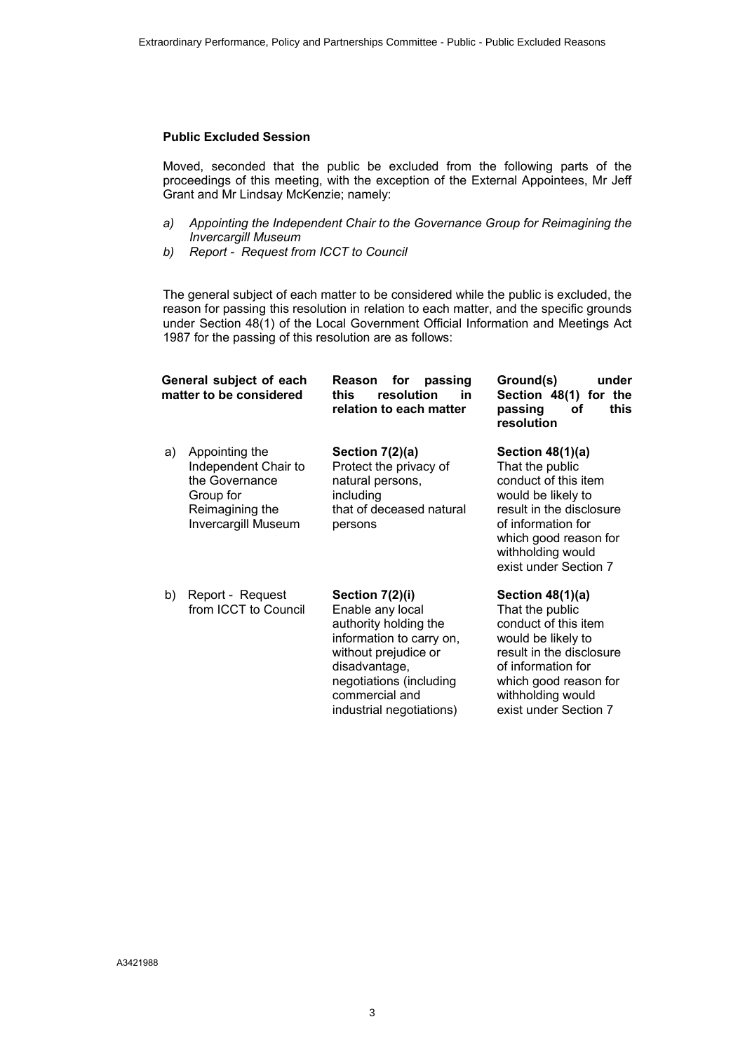**Public Excluded Session**

Moved, seconded that the public be excluded from the following parts of the proceedings of this meeting, with the exception of the External Appointees, Mr Jeff Grant and Mr Lindsay McKenzie; namely:

*a) Appointing the Independent Chair to the Governance Group for Reimagining the Invercargill Museum*
*b) Report - Request from ICCT to Council*

The general subject of each matter to be considered while the public is excluded, the reason for passing this resolution in relation to each matter, and the specific grounds under Section 48(1) of the Local Government Official Information and Meetings Act 1987 for the passing of this resolution are as follows:

| General subject of each matter to be considered | Reason for passing this resolution in relation to each matter | Ground(s) under Section 48(1) for the passing of this resolution |
|---|---|---|
| a) Appointing the Independent Chair to the Governance Group for Reimagining the Invercargill Museum | **Section 7(2)(a)** Protect the privacy of natural persons, including that of deceased natural persons | **Section 48(1)(a)** That the public conduct of this item would be likely to result in the disclosure of information for which good reason for withholding would exist under Section 7 |
| b) Report - Request from ICCT to Council | **Section 7(2)(i)** Enable any local authority holding the information to carry on, without prejudice or disadvantage, negotiations (including commercial and industrial negotiations) | **Section 48(1)(a)** That the public conduct of this item would be likely to result in the disclosure of information for which good reason for withholding would exist under Section 7 |

A3421988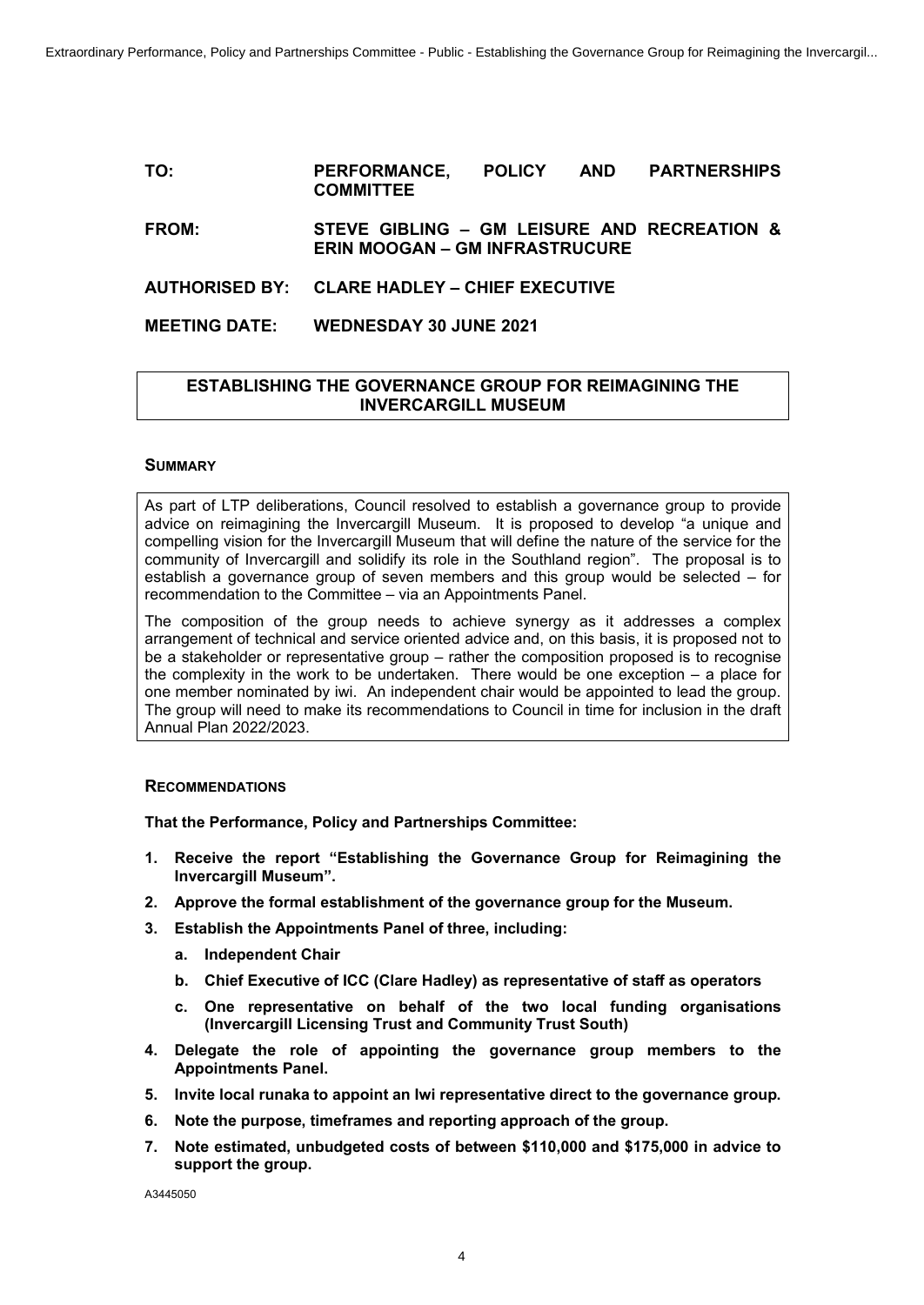**TO:** **PERFORMANCE, POLICY AND PARTNERSHIPS COMMITTEE**

**FROM:** **STEVE GIBLING – GM LEISURE AND RECREATION & ERIN MOOGAN – GM INFRASTRUCURE**

**AUTHORISED BY:** **CLARE HADLEY – CHIEF EXECUTIVE**

**MEETING DATE:** **WEDNESDAY 30 JUNE 2021**

## ESTABLISHING THE GOVERNANCE GROUP FOR REIMAGINING THE INVERCARGILL MUSEUM

### SUMMARY

As part of LTP deliberations, Council resolved to establish a governance group to provide advice on reimagining the Invercargill Museum. It is proposed to develop "a unique and compelling vision for the Invercargill Museum that will define the nature of the service for the community of Invercargill and solidify its role in the Southland region". The proposal is to establish a governance group of seven members and this group would be selected – for recommendation to the Committee – via an Appointments Panel.

The composition of the group needs to achieve synergy as it addresses a complex arrangement of technical and service oriented advice and, on this basis, it is proposed not to be a stakeholder or representative group – rather the composition proposed is to recognise the complexity in the work to be undertaken. There would be one exception – a place for one member nominated by iwi. An independent chair would be appointed to lead the group. The group will need to make its recommendations to Council in time for inclusion in the draft Annual Plan 2022/2023.

### RECOMMENDATIONS

**That the Performance, Policy and Partnerships Committee:**

1. **Receive the report "Establishing the Governance Group for Reimagining the Invercargill Museum".**
2. **Approve the formal establishment of the governance group for the Museum.**
3. **Establish the Appointments Panel of three, including:**
   a. **Independent Chair**
   b. **Chief Executive of ICC (Clare Hadley) as representative of staff as operators**
   c. **One representative on behalf of the two local funding organisations (Invercargill Licensing Trust and Community Trust South)**
4. **Delegate the role of appointing the governance group members to the Appointments Panel.**
5. **Invite local runaka to appoint an Iwi representative direct to the governance group.**
6. **Note the purpose, timeframes and reporting approach of the group.**
7. **Note estimated, unbudgeted costs of between $110,000 and $175,000 in advice to support the group.**

A3445050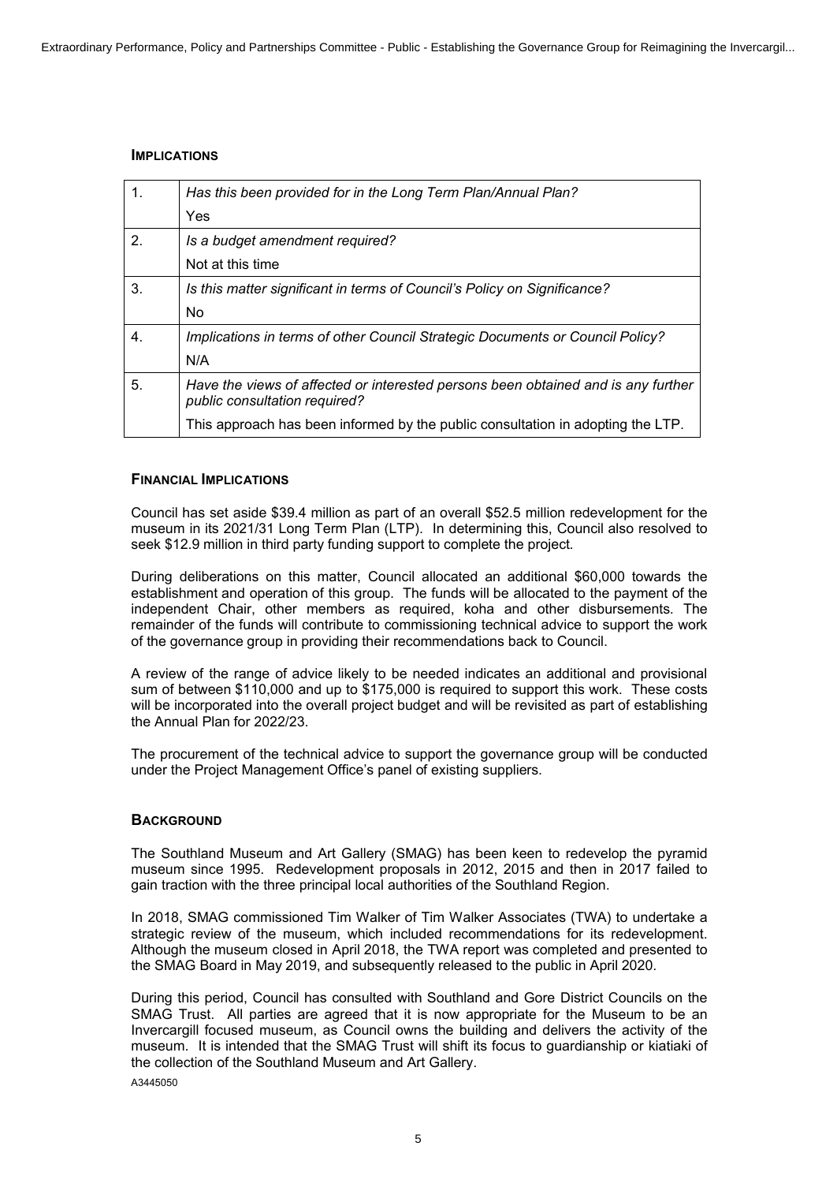### Implications

| | |
|---|---|
| 1. | *Has this been provided for in the Long Term Plan/Annual Plan?*<br>Yes |
| 2. | *Is a budget amendment required?*<br>Not at this time |
| 3. | *Is this matter significant in terms of Council's Policy on Significance?*<br>No |
| 4. | *Implications in terms of other Council Strategic Documents or Council Policy?*<br>N/A |
| 5. | *Have the views of affected or interested persons been obtained and is any further public consultation required?*<br>This approach has been informed by the public consultation in adopting the LTP. |

### Financial Implications

Council has set aside $39.4 million as part of an overall $52.5 million redevelopment for the museum in its 2021/31 Long Term Plan (LTP). In determining this, Council also resolved to seek $12.9 million in third party funding support to complete the project.

During deliberations on this matter, Council allocated an additional $60,000 towards the establishment and operation of this group. The funds will be allocated to the payment of the independent Chair, other members as required, koha and other disbursements. The remainder of the funds will contribute to commissioning technical advice to support the work of the governance group in providing their recommendations back to Council.

A review of the range of advice likely to be needed indicates an additional and provisional sum of between $110,000 and up to $175,000 is required to support this work. These costs will be incorporated into the overall project budget and will be revisited as part of establishing the Annual Plan for 2022/23.

The procurement of the technical advice to support the governance group will be conducted under the Project Management Office's panel of existing suppliers.

### Background

The Southland Museum and Art Gallery (SMAG) has been keen to redevelop the pyramid museum since 1995. Redevelopment proposals in 2012, 2015 and then in 2017 failed to gain traction with the three principal local authorities of the Southland Region.

In 2018, SMAG commissioned Tim Walker of Tim Walker Associates (TWA) to undertake a strategic review of the museum, which included recommendations for its redevelopment. Although the museum closed in April 2018, the TWA report was completed and presented to the SMAG Board in May 2019, and subsequently released to the public in April 2020.

During this period, Council has consulted with Southland and Gore District Councils on the SMAG Trust. All parties are agreed that it is now appropriate for the Museum to be an Invercargill focused museum, as Council owns the building and delivers the activity of the museum. It is intended that the SMAG Trust will shift its focus to guardianship or kiatiaki of the collection of the Southland Museum and Art Gallery.

A3445050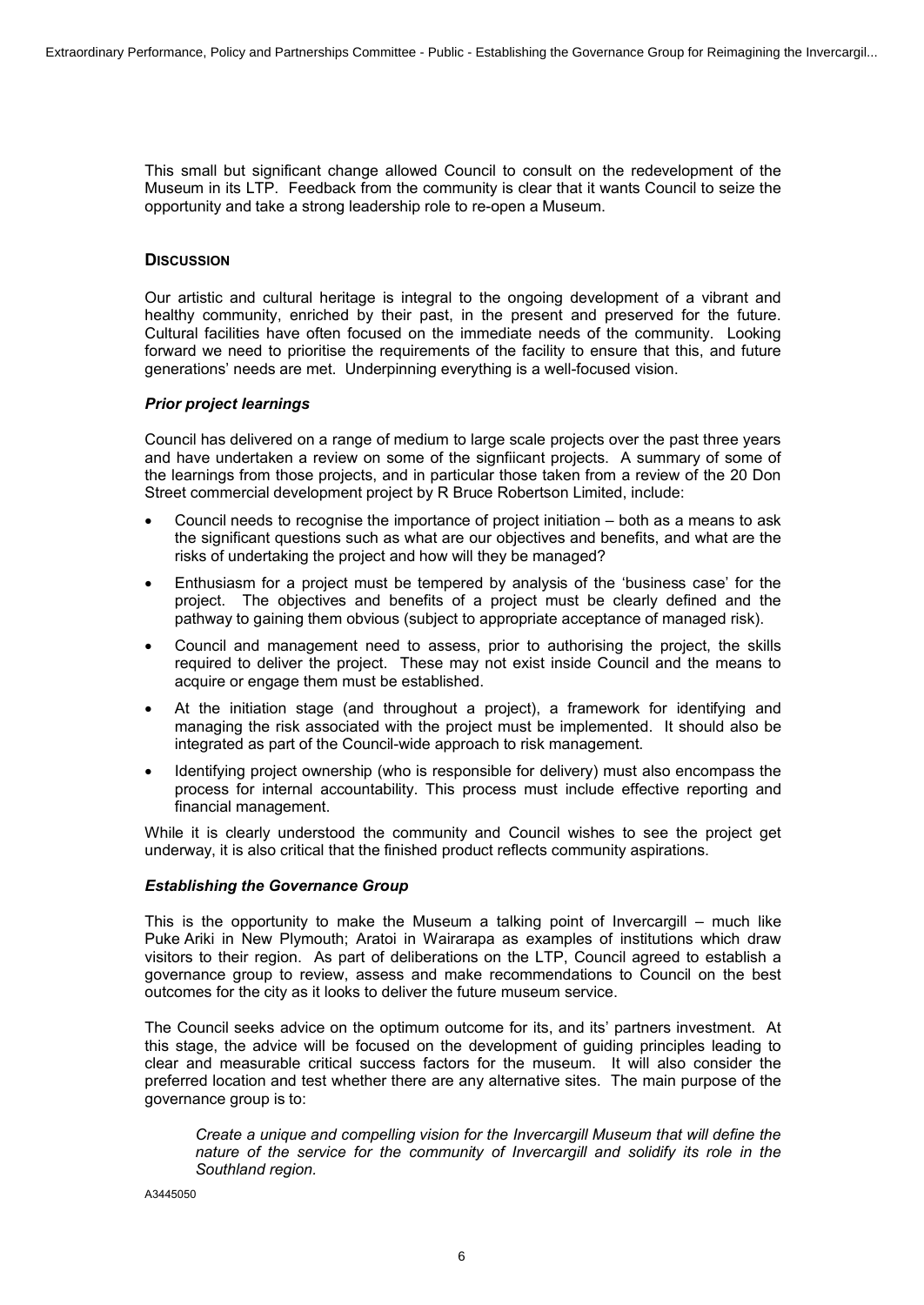This small but significant change allowed Council to consult on the redevelopment of the Museum in its LTP. Feedback from the community is clear that it wants Council to seize the opportunity and take a strong leadership role to re-open a Museum.

## Discussion

Our artistic and cultural heritage is integral to the ongoing development of a vibrant and healthy community, enriched by their past, in the present and preserved for the future. Cultural facilities have often focused on the immediate needs of the community. Looking forward we need to prioritise the requirements of the facility to ensure that this, and future generations' needs are met. Underpinning everything is a well-focused vision.

### *Prior project learnings*

Council has delivered on a range of medium to large scale projects over the past three years and have undertaken a review on some of the signfiicant projects. A summary of some of the learnings from those projects, and in particular those taken from a review of the 20 Don Street commercial development project by R Bruce Robertson Limited, include:

- Council needs to recognise the importance of project initiation – both as a means to ask the significant questions such as what are our objectives and benefits, and what are the risks of undertaking the project and how will they be managed?
- Enthusiasm for a project must be tempered by analysis of the 'business case' for the project. The objectives and benefits of a project must be clearly defined and the pathway to gaining them obvious (subject to appropriate acceptance of managed risk).
- Council and management need to assess, prior to authorising the project, the skills required to deliver the project. These may not exist inside Council and the means to acquire or engage them must be established.
- At the initiation stage (and throughout a project), a framework for identifying and managing the risk associated with the project must be implemented. It should also be integrated as part of the Council-wide approach to risk management.
- Identifying project ownership (who is responsible for delivery) must also encompass the process for internal accountability. This process must include effective reporting and financial management.

While it is clearly understood the community and Council wishes to see the project get underway, it is also critical that the finished product reflects community aspirations.

### *Establishing the Governance Group*

This is the opportunity to make the Museum a talking point of Invercargill – much like Puke Ariki in New Plymouth; Aratoi in Wairarapa as examples of institutions which draw visitors to their region. As part of deliberations on the LTP, Council agreed to establish a governance group to review, assess and make recommendations to Council on the best outcomes for the city as it looks to deliver the future museum service.

The Council seeks advice on the optimum outcome for its, and its' partners investment. At this stage, the advice will be focused on the development of guiding principles leading to clear and measurable critical success factors for the museum. It will also consider the preferred location and test whether there are any alternative sites. The main purpose of the governance group is to:

> *Create a unique and compelling vision for the Invercargill Museum that will define the nature of the service for the community of Invercargill and solidify its role in the Southland region.*

A3445050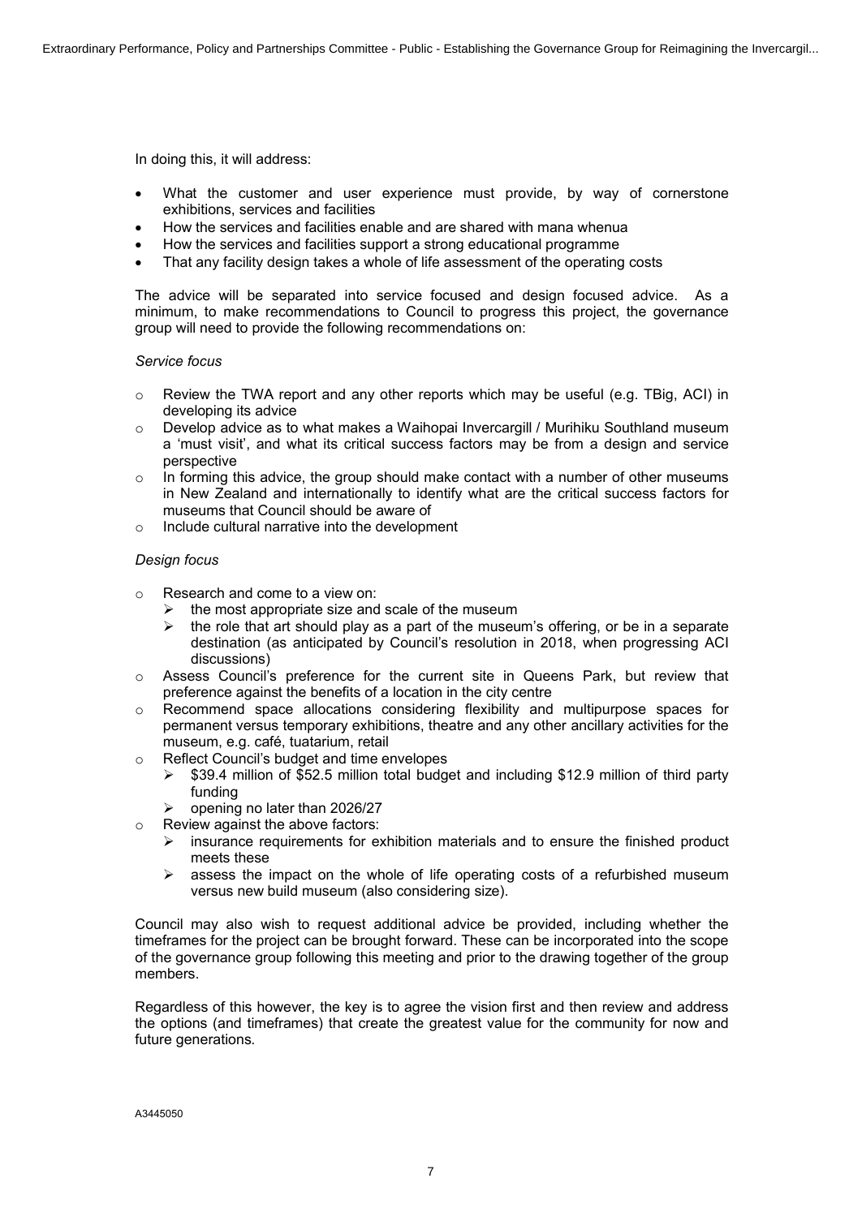In doing this, it will address:

- What the customer and user experience must provide, by way of cornerstone exhibitions, services and facilities
- How the services and facilities enable and are shared with mana whenua
- How the services and facilities support a strong educational programme
- That any facility design takes a whole of life assessment of the operating costs

The advice will be separated into service focused and design focused advice. As a minimum, to make recommendations to Council to progress this project, the governance group will need to provide the following recommendations on:

*Service focus*

- Review the TWA report and any other reports which may be useful (e.g. TBig, ACI) in developing its advice
- Develop advice as to what makes a Waihopai Invercargill / Murihiku Southland museum a 'must visit', and what its critical success factors may be from a design and service perspective
- In forming this advice, the group should make contact with a number of other museums in New Zealand and internationally to identify what are the critical success factors for museums that Council should be aware of
- Include cultural narrative into the development

*Design focus*

- Research and come to a view on:
  - the most appropriate size and scale of the museum
  - the role that art should play as a part of the museum's offering, or be in a separate destination (as anticipated by Council's resolution in 2018, when progressing ACI discussions)
- Assess Council's preference for the current site in Queens Park, but review that preference against the benefits of a location in the city centre
- Recommend space allocations considering flexibility and multipurpose spaces for permanent versus temporary exhibitions, theatre and any other ancillary activities for the museum, e.g. café, tuatarium, retail
- Reflect Council's budget and time envelopes
  - $39.4 million of $52.5 million total budget and including $12.9 million of third party funding
  - opening no later than 2026/27
- Review against the above factors:
  - insurance requirements for exhibition materials and to ensure the finished product meets these
  - assess the impact on the whole of life operating costs of a refurbished museum versus new build museum (also considering size).

Council may also wish to request additional advice be provided, including whether the timeframes for the project can be brought forward. These can be incorporated into the scope of the governance group following this meeting and prior to the drawing together of the group members.

Regardless of this however, the key is to agree the vision first and then review and address the options (and timeframes) that create the greatest value for the community for now and future generations.

A3445050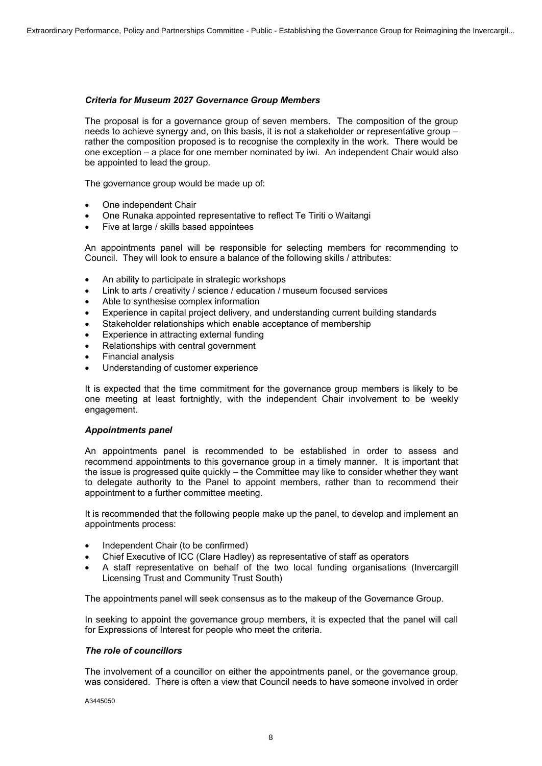***Criteria for Museum 2027 Governance Group Members***

The proposal is for a governance group of seven members. The composition of the group needs to achieve synergy and, on this basis, it is not a stakeholder or representative group – rather the composition proposed is to recognise the complexity in the work. There would be one exception – a place for one member nominated by iwi. An independent Chair would also be appointed to lead the group.

The governance group would be made up of:

- One independent Chair
- One Runaka appointed representative to reflect Te Tiriti o Waitangi
- Five at large / skills based appointees

An appointments panel will be responsible for selecting members for recommending to Council. They will look to ensure a balance of the following skills / attributes:

- An ability to participate in strategic workshops
- Link to arts / creativity / science / education / museum focused services
- Able to synthesise complex information
- Experience in capital project delivery, and understanding current building standards
- Stakeholder relationships which enable acceptance of membership
- Experience in attracting external funding
- Relationships with central government
- Financial analysis
- Understanding of customer experience

It is expected that the time commitment for the governance group members is likely to be one meeting at least fortnightly, with the independent Chair involvement to be weekly engagement.

***Appointments panel***

An appointments panel is recommended to be established in order to assess and recommend appointments to this governance group in a timely manner. It is important that the issue is progressed quite quickly – the Committee may like to consider whether they want to delegate authority to the Panel to appoint members, rather than to recommend their appointment to a further committee meeting.

It is recommended that the following people make up the panel, to develop and implement an appointments process:

- Independent Chair (to be confirmed)
- Chief Executive of ICC (Clare Hadley) as representative of staff as operators
- A staff representative on behalf of the two local funding organisations (Invercargill Licensing Trust and Community Trust South)

The appointments panel will seek consensus as to the makeup of the Governance Group.

In seeking to appoint the governance group members, it is expected that the panel will call for Expressions of Interest for people who meet the criteria.

***The role of councillors***

The involvement of a councillor on either the appointments panel, or the governance group, was considered. There is often a view that Council needs to have someone involved in order

A3445050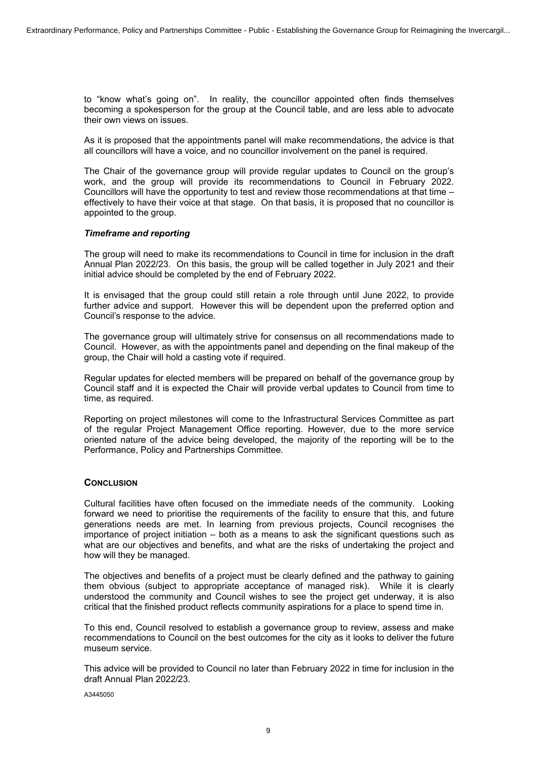to "know what's going on". In reality, the councillor appointed often finds themselves becoming a spokesperson for the group at the Council table, and are less able to advocate their own views on issues.

As it is proposed that the appointments panel will make recommendations, the advice is that all councillors will have a voice, and no councillor involvement on the panel is required.

The Chair of the governance group will provide regular updates to Council on the group's work, and the group will provide its recommendations to Council in February 2022. Councillors will have the opportunity to test and review those recommendations at that time – effectively to have their voice at that stage. On that basis, it is proposed that no councillor is appointed to the group.

***Timeframe and reporting***

The group will need to make its recommendations to Council in time for inclusion in the draft Annual Plan 2022/23. On this basis, the group will be called together in July 2021 and their initial advice should be completed by the end of February 2022.

It is envisaged that the group could still retain a role through until June 2022, to provide further advice and support. However this will be dependent upon the preferred option and Council's response to the advice.

The governance group will ultimately strive for consensus on all recommendations made to Council. However, as with the appointments panel and depending on the final makeup of the group, the Chair will hold a casting vote if required.

Regular updates for elected members will be prepared on behalf of the governance group by Council staff and it is expected the Chair will provide verbal updates to Council from time to time, as required.

Reporting on project milestones will come to the Infrastructural Services Committee as part of the regular Project Management Office reporting. However, due to the more service oriented nature of the advice being developed, the majority of the reporting will be to the Performance, Policy and Partnerships Committee.

## CONCLUSION

Cultural facilities have often focused on the immediate needs of the community. Looking forward we need to prioritise the requirements of the facility to ensure that this, and future generations needs are met. In learning from previous projects, Council recognises the importance of project initiation – both as a means to ask the significant questions such as what are our objectives and benefits, and what are the risks of undertaking the project and how will they be managed.

The objectives and benefits of a project must be clearly defined and the pathway to gaining them obvious (subject to appropriate acceptance of managed risk). While it is clearly understood the community and Council wishes to see the project get underway, it is also critical that the finished product reflects community aspirations for a place to spend time in.

To this end, Council resolved to establish a governance group to review, assess and make recommendations to Council on the best outcomes for the city as it looks to deliver the future museum service.

This advice will be provided to Council no later than February 2022 in time for inclusion in the draft Annual Plan 2022/23.

A3445050